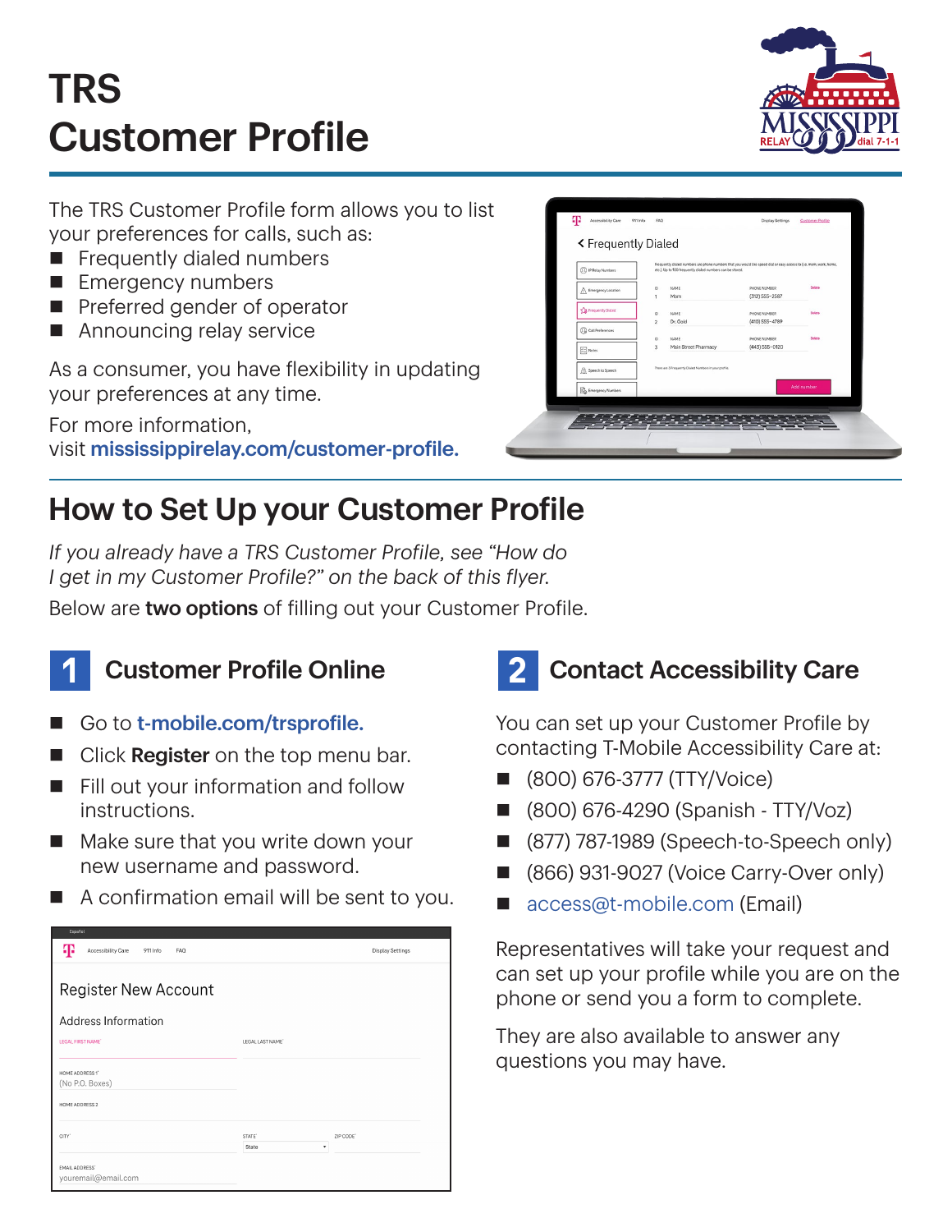# TRS Customer Profile

The TRS Customer Profile form allows you to list your preferences for calls, such as:

- Frequently dialed numbers
- Emergency numbers
- Preferred gender of operator
- Announcing relay service

As a consumer, you have flexibility in updating your preferences at any time.

For more information, visit **mississippirelay.com/customer-profile.**

## How to Set Up your Customer Profile

*If you already have a TRS Customer Profile, see "How do I get in my Customer Profile?" on the back of this flyer.*

Below are **two options** of filling out your Customer Profile.

### 1 Customer Profile Online

- Go to **t-mobile.com/trsprofile.**
- Click **Register** on the top menu bar.
- Fill out your information and follow instructions.
- Make sure that you write down your new username and password.
- A confirmation email will be sent to you.

### 2 Contact Accessibility Care

You can set up your Customer Profile by contacting T-Mobile Accessibility Care at:

- (800) 676-3777 (TTY/Voice)
- (800) 676-4290 (Spanish - TTY/Voz)
- (877) 787-1989 (Speech-to-Speech only)
- (866) 931-9027 (Voice Carry-Over only)
- access@t-mobile.com (Email)

Representatives will take your request and can set up your profile while you are on the phone or send you a form to complete.

They are also available to answer any questions you may have.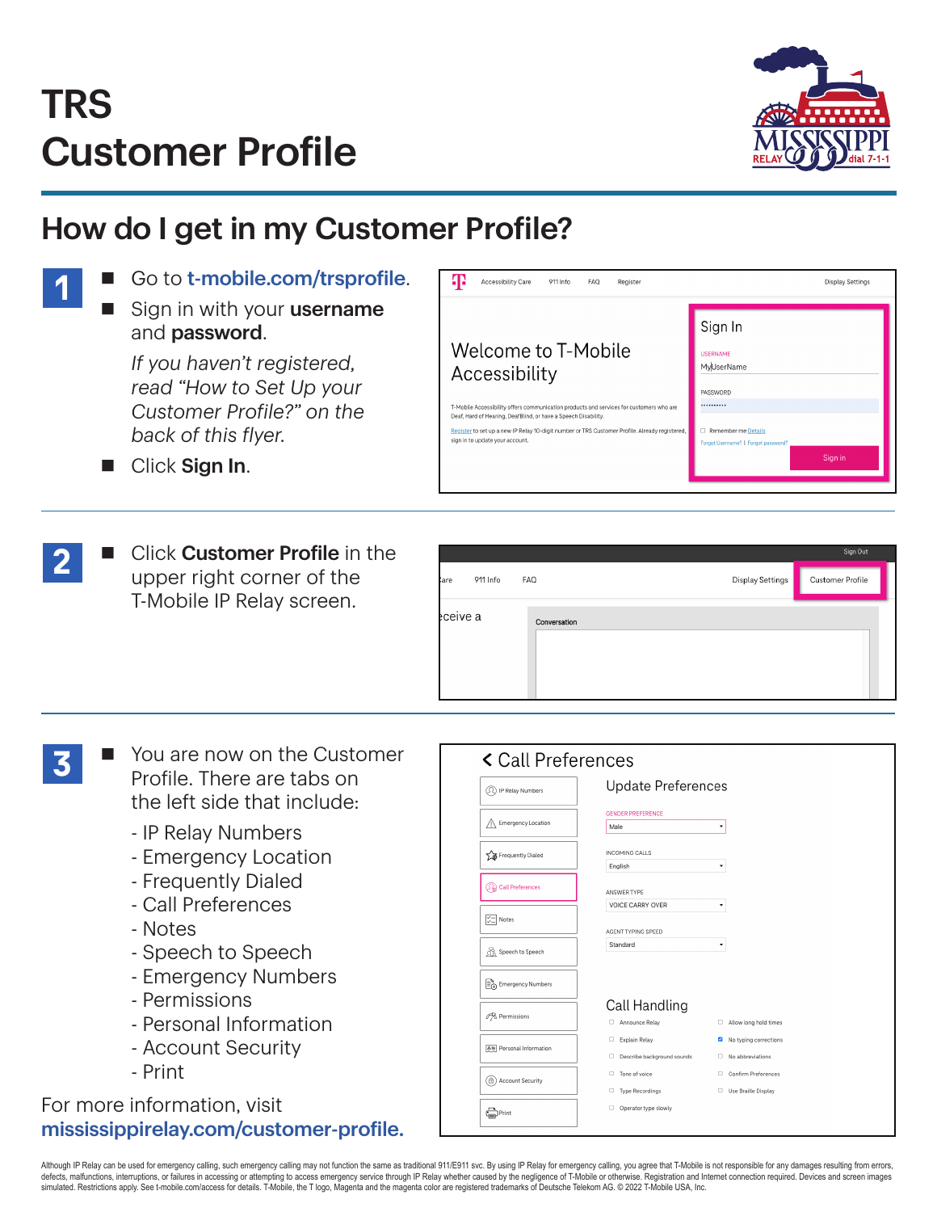# TRS Customer Profile

## How do I get in my Customer Profile?

**1**

- Go to **t-mobile.com/trsprofile**.
- Sign in with your **username** and **password**.

  *If you haven't registered, read "How to Set Up your Customer Profile?" on the back of this flyer.*
- Click **Sign In**.

**2**

- Click **Customer Profile** in the upper right corner of the T-Mobile IP Relay screen.

**3**

- You are now on the Customer Profile. There are tabs on the left side that include:

  - IP Relay Numbers
  - Emergency Location
  - Frequently Dialed
  - Call Preferences
  - Notes
  - Speech to Speech
  - Emergency Numbers
  - Permissions
  - Personal Information
  - Account Security
  - Print

For more information, visit **mississippirelay.com/customer-profile.**

Although IP Relay can be used for emergency calling, such emergency calling may not function the same as traditional 911/E911 svc. By using IP Relay for emergency calling, you agree that T-Mobile is not responsible for any damages resulting from errors, defects, malfunctions, interruptions, or failures in accessing or attempting to access emergency service through IP Relay whether caused by the negligence of T-Mobile or otherwise. Registration and Internet connection required. Devices and screen images simulated. Restrictions apply. See t-mobile.com/access for details. T-Mobile, the T logo, Magenta and the magenta color are registered trademarks of Deutsche Telekom AG. © 2022 T-Mobile USA, Inc.